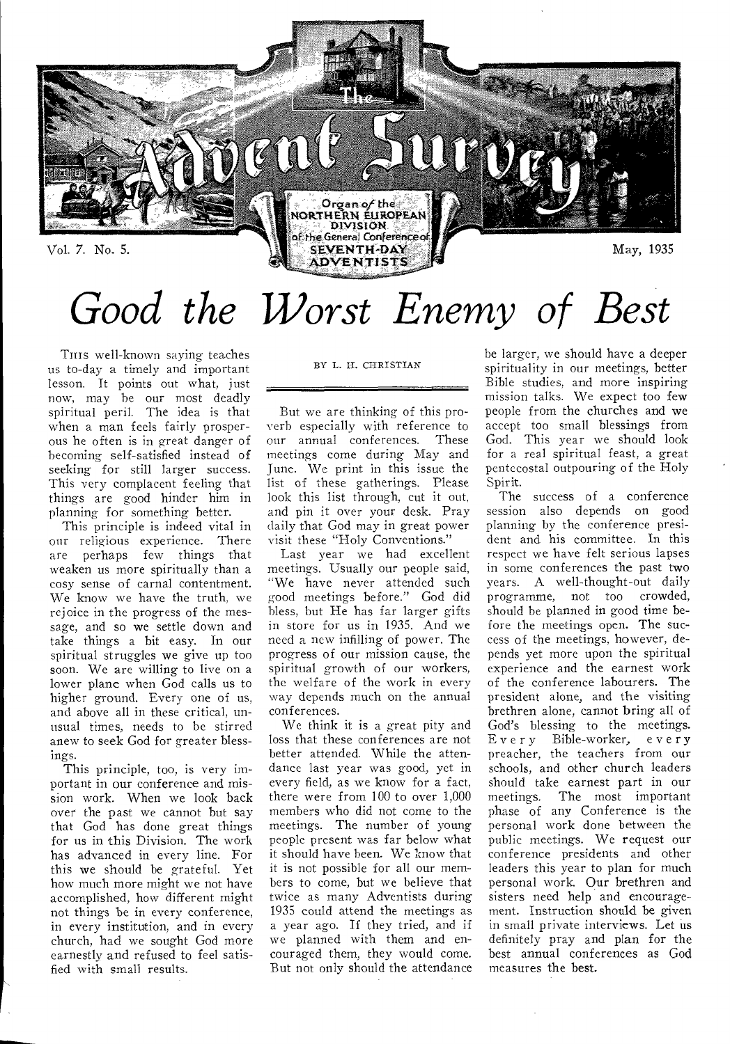# The Advent Survey

Organ of the NORTHERN EUROPEAN DIVISION of the General Conference of SEVENTH-DAY ADVENTISTS

Vol. 7. No. 5. May, 1935

# *Good the Worst Enemy of Best*

BY L. H. CHRISTIAN

THIS well-known saying teaches us to-day a timely and important lesson. It points out what, just now, may be our most deadly spiritual peril. The idea is that when a man feels fairly prosperous he often is in great danger of becoming self-satisfied instead of seeking for still larger success. This very complacent feeling that things are good hinder him in planning for something better.

This principle is indeed vital in our religious experience. There are perhaps few things that weaken us more spiritually than a cosy sense of carnal contentment. We know we have the truth, we rejoice in the progress of the message, and so we settle down and take things a bit easy. In our spiritual struggles we give up too soon. We are willing to live on a lower plane when God calls us to higher ground. Every one of us, and above all in these critical, unusual times, needs to be stirred anew to seek God for greater blessings.

This principle, too, is very important in our conference and mission work. When we look back over the past we cannot but say that God has done great things for us in this Division. The work has advanced in every line. For this we should be grateful. Yet how much more might we not have accomplished, how different might not things be in every conference, in every institution, and in every church, had we sought God more earnestly and refused to feel satisfied with small results.

But we are thinking of this proverb especially with reference to our annual conferences. These meetings come during May and June. We print in this issue the list of these gatherings. Please look this list through, cut it out, and pin it over your desk. Pray daily that God may in great power visit these "Holy Conventions."

Last year we had excellent meetings. Usually our people said, "We have never attended such good meetings before." God did bless, but He has far larger gifts in store for us in 1935. And we need a new infilling of power. The progress of our mission cause, the spiritual growth of our workers, the welfare of the work in every way depends much on the annual conferences.

We think it is a great pity and loss that these conferences are not better attended. While the attendance last year was good, yet in every field, as we know for a fact, there were from 100 to over 1,000 members who did not come to the meetings. The number of young people present was far below what it should have been. We know that it is not possible for all our members to come, but we believe that twice as many Adventists during 1935 could attend the meetings as a year ago. If they tried, and if we planned with them and encouraged them, they would come. But not only should the attendance be larger, we should have a deeper spirituality in our meetings, better Bible studies, and more inspiring mission talks. We expect too few people from the churches and we accept too small blessings from God. This year we should look for a real spiritual feast, a great pentecostal outpouring of the Holy Spirit.

The success of a conference session also depends on good planning by the conference president and his committee. In this respect we have felt serious lapses in some conferences the past two years. A well-thought-out daily programme, not too crowded, should be planned in good time before the meetings open. The success of the meetings, however, depends yet more upon the spiritual experience and the earnest work of the conference labourers. The president alone, and the visiting brethren alone, cannot bring all of God's blessing to the meetings. Every Bible-worker, every preacher, the teachers from our schools, and other church leaders should take earnest part in our meetings. The most important phase of any Conference is the personal work done between the public meetings. We request our conference presidents and other leaders this year to plan for much personal work. Our brethren and sisters need help and encouragement. Instruction should be given in small private interviews. Let us definitely pray and plan for the best annual conferences as God measures the best.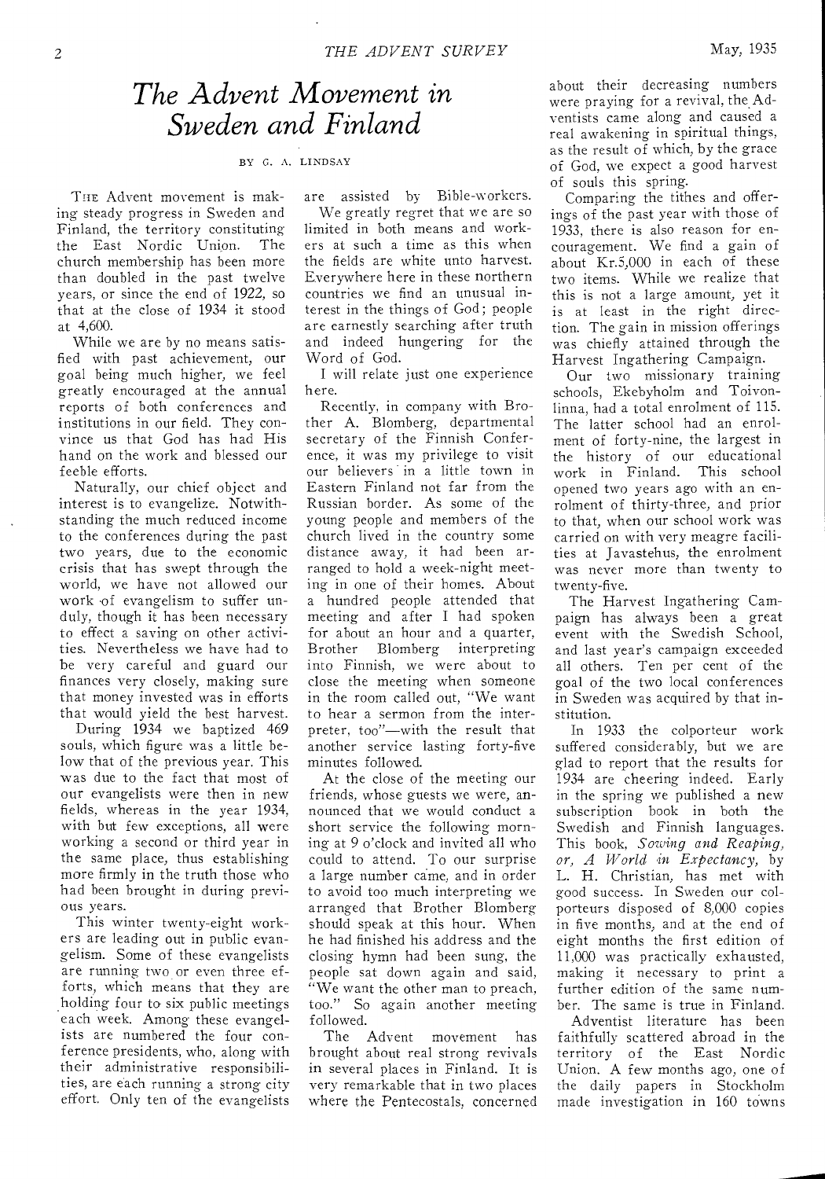# *The Advent Movement in Sweden and Finland*

BY G. A. LINDSAY

The Advent movement is making steady progress in Sweden and Finland, the territory constituting the East Nordic Union. The church membership has been more than doubled in the past twelve years, or since the end of 1922, so that at the close of 1934 it stood at 4,600.

While we are by no means satisfied with past achievement, our goal being much higher, we feel greatly encouraged at the annual reports of both conferences and institutions in our field. They convince us that God has had His hand on the work and blessed our feeble efforts.

Naturally, our chief object and interest is to evangelize. Notwithstanding the much reduced income to the conferences during the past two years, due to the economic crisis that has swept through the world, we have not allowed our work of evangelism to suffer unduly, though it has been necessary to effect a saving on other activities. Nevertheless we have had to be very careful and guard our finances very closely, making sure that money invested was in efforts that would yield the best harvest.

During 1934 we baptized 469 souls, which figure was a little below that of the previous year. This was due to the fact that most of our evangelists were then in new fields, whereas in the year 1934, with but few exceptions, all were working a second or third year in the same place, thus establishing more firmly in the truth those who had been brought in during previous years.

This winter twenty-eight workers are leading out in public evangelism. Some of these evangelists are running two or even three efforts, which means that they are holding four to six public meetings each week. Among these evangelists are numbered the four conference presidents, who, along with their administrative responsibilities, are each running a strong city effort. Only ten of the evangelists are assisted by Bible-workers.

We greatly regret that we are so limited in both means and workers at such a time as this when the fields are white unto harvest. Everywhere here in these northern countries we find an unusual interest in the things of God; people are earnestly searching after truth and indeed hungering for the Word of God.

I will relate just one experience here.

Recently, in company with Brother A. Blomberg, departmental secretary of the Finnish Conference, it was my privilege to visit our believers in a little town in Eastern Finland not far from the Russian border. As some of the young people and members of the church lived in the country some distance away, it had been arranged to hold a week-night meeting in one of their homes. About a hundred people attended that meeting and after I had spoken for about an hour and a quarter, Brother Blomberg interpreting into Finnish, we were about to close the meeting when someone in the room called out, "We want to hear a sermon from the interpreter, too"—with the result that another service lasting forty-five minutes followed.

At the close of the meeting our friends, whose guests we were, announced that we would conduct a short service the following morning at 9 o'clock and invited all who could to attend. To our surprise a large number came, and in order to avoid too much interpreting we arranged that Brother Blomberg should speak at this hour. When he had finished his address and the closing hymn had been sung, the people sat down again and said, "We want the other man to preach, too." So again another meeting followed.

The Advent movement has brought about real strong revivals in several places in Finland. It is very remarkable that in two places where the Pentecostals, concerned about their decreasing numbers were praying for a revival, the Adventists came along and caused a real awakening in spiritual things, as the result of which, by the grace of God, we expect a good harvest of souls this spring.

Comparing the tithes and offerings of the past year with those of 1933, there is also reason for encouragement. We find a gain of about Kr.5,000 in each of these two items. While we realize that this is not a large amount, yet it is at least in the right direction. The gain in mission offerings was chiefly attained through the Harvest Ingathering Campaign.

Our two missionary training schools, Ekebyholm and Toivonlinna, had a total enrolment of 115. The latter school had an enrolment of forty-nine, the largest in the history of our educational work in Finland. This school opened two years ago with an enrolment of thirty-three, and prior to that, when our school work was carried on with very meagre facilities at Javastehus, the enrolment was never more than twenty to twenty-five.

The Harvest Ingathering Campaign has always been a great event with the Swedish School, and last year's campaign exceeded all others. Ten per cent of the goal of the two local conferences in Sweden was acquired by that institution.

In 1933 the colporteur work suffered considerably, but we are glad to report that the results for 1934 are cheering indeed. Early in the spring we published a new subscription book in both the Swedish and Finnish languages. This book, *Sowing and Reaping, or, A World in Expectancy*, by L. H. Christian, has met with good success. In Sweden our colporteurs disposed of 8,000 copies in five months, and at the end of eight months the first edition of 11,000 was practically exhausted, making it necessary to print a further edition of the same number. The same is true in Finland.

Adventist literature has been faithfully scattered abroad in the territory of the East Nordic Union. A few months ago, one of the daily papers in Stockholm made investigation in 160 towns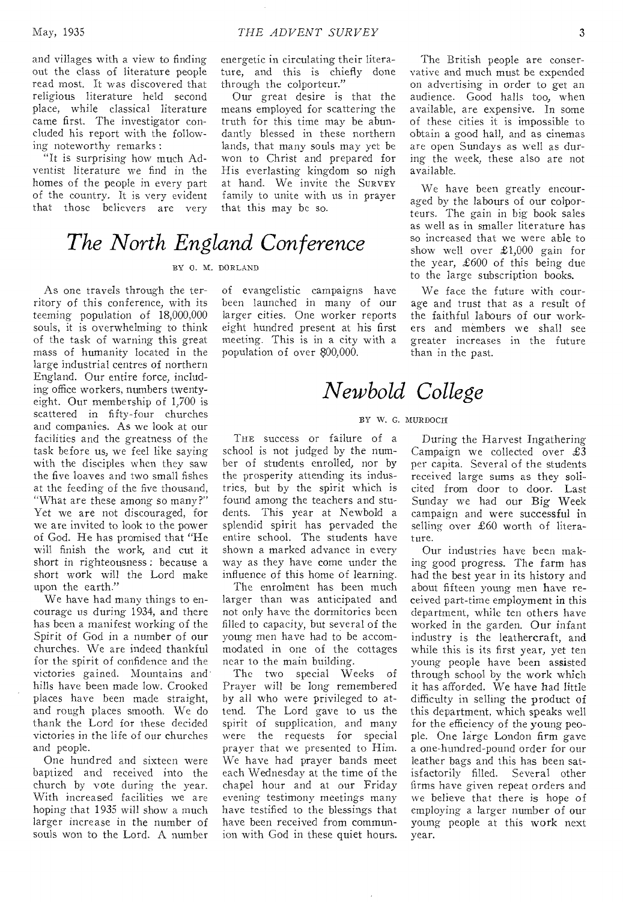and villages with a view to finding out the class of literature people read most. It was discovered that religious literature held second place, while classical literature came first. The investigator concluded his report with the following noteworthy remarks:

"It is surprising how much Adventist literature we find in the homes of the people in every part of the country. It is very evident that those believers are very energetic in circulating their literature, and this is chiefly done through the colporteur."

Our great desire is that the means employed for scattering the truth for this time may be abundantly blessed in these northern lands, that many souls may yet be won to Christ and prepared for His everlasting kingdom so nigh at hand. We invite the SURVEY family to unite with us in prayer that this may be so.

# *The North England Conference*

BY O. M. DORLAND

As one travels through the territory of this conference, with its teeming population of 18,000,000 souls, it is overwhelming to think of the task of warning this great mass of humanity located in the large industrial centres of northern England. Our entire force, including office workers, numbers twenty-eight. Our membership of 1,700 is scattered in fifty-four churches and companies. As we look at our facilities and the greatness of the task before us, we feel like saying with the disciples when they saw the five loaves and two small fishes at the feeding of the five thousand, "What are these among so many?" Yet we are not discouraged, for we are invited to look to the power of God. He has promised that "He will finish the work, and cut it short in righteousness: because a short work will the Lord make upon the earth."

We have had many things to encourage us during 1934, and there has been a manifest working of the Spirit of God in a number of our churches. We are indeed thankful for the spirit of confidence and the victories gained. Mountains and hills have been made low. Crooked places have been made straight, and rough places smooth. We do thank the Lord for these decided victories in the life of our churches and people.

One hundred and sixteen were baptized and received into the church by vote during the year. With increased facilities we are hoping that 1935 will show a much larger increase in the number of souls won to the Lord. A number of evangelistic campaigns have been launched in many of our larger cities. One worker reports eight hundred present at his first meeting. This is in a city with a population of over 800,000.

The British people are conservative and much must be expended on advertising in order to get an audience. Good halls too, when available, are expensive. In some of these cities it is impossible to obtain a good hall, and as cinemas are open Sundays as well as during the week, these also are not available.

We have been greatly encouraged by the labours of our colporteurs. The gain in big book sales as well as in smaller literature has so increased that we were able to show well over £1,000 gain for the year, £600 of this being due to the large subscription books.

We face the future with courage and trust that as a result of the faithful labours of our workers and members we shall see greater increases in the future than in the past.

# *Newbold College*

BY W. G. MURDOCH

THE success or failure of a school is not judged by the number of students enrolled, nor by the prosperity attending its industries, but by the spirit which is found among the teachers and students. This year at Newbold a splendid spirit has pervaded the entire school. The students have shown a marked advance in every way as they have come under the influence of this home of learning.

The enrolment has been much larger than was anticipated and not only have the dormitories been filled to capacity, but several of the young men have had to be accommodated in one of the cottages near to the main building.

The two special Weeks of Prayer will be long remembered by all who were privileged to attend. The Lord gave to us the spirit of supplication, and many were the requests for special prayer that we presented to Him. We have had prayer bands meet each Wednesday at the time of the chapel hour and at our Friday evening testimony meetings many have testified to the blessings that have been received from communion with God in these quiet hours.

During the Harvest Ingathering Campaign we collected over £3 per capita. Several of the students received large sums as they solicited from door to door. Last Sunday we had our Big Week campaign and were successful in selling over £60 worth of literature.

Our industries have been making good progress. The farm has had the best year in its history and about fifteen young men have received part-time employment in this department, while ten others have worked in the garden. Our infant industry is the leathercraft, and while this is its first year, yet ten young people have been assisted through school by the work which it has afforded. We have had little difficulty in selling the product of this department, which speaks well for the efficiency of the young people. One large London firm gave a one-hundred-pound order for our leather bags and this has been satisfactorily filled. Several other firms have given repeat orders and we believe that there is hope of employing a larger number of our young people at this work next year.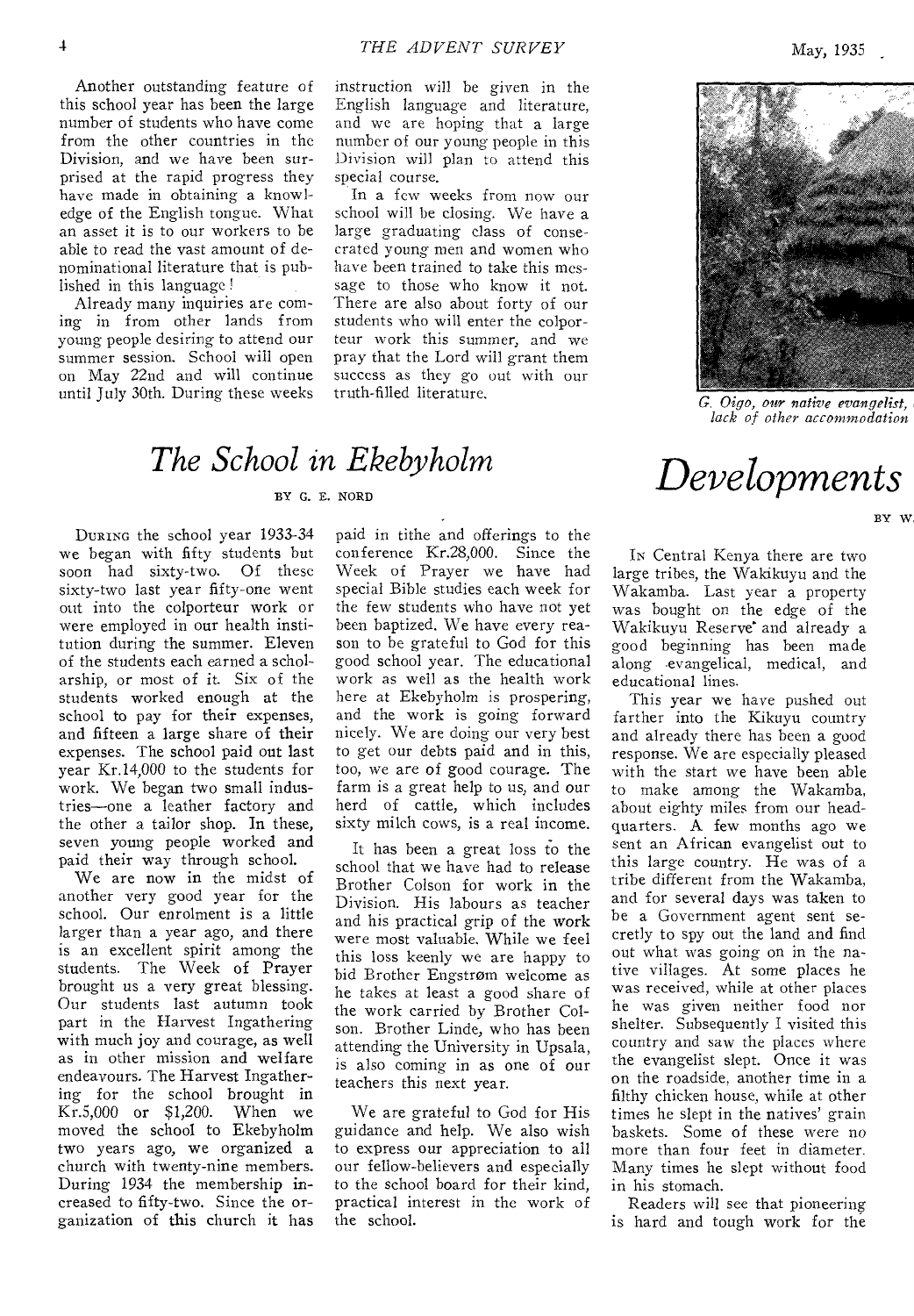Another outstanding feature of this school year has been the large number of students who have come from the other countries in the Division, and we have been surprised at the rapid progress they have made in obtaining a knowledge of the English tongue. What an asset it is to our workers to be able to read the vast amount of denominational literature that is published in this language!

Already many inquiries are coming in from other lands from young people desiring to attend our summer session. School will open on May 22nd and will continue until July 30th. During these weeks instruction will be given in the English language and literature, and we are hoping that a large number of our young people in this Division will plan to attend this special course.

In a few weeks from now our school will be closing. We have a large graduating class of consecrated young men and women who have been trained to take this message to those who know it not. There are also about forty of our students who will enter the colporteur work this summer, and we pray that the Lord will grant them success as they go out with our truth-filled literature.

# *The School in Ekebyholm*

BY G. E. NORD

During the school year 1933-34 we began with fifty students but soon had sixty-two. Of these sixty-two last year fifty-one went out into the colporteur work or were employed in our health institution during the summer. Eleven of the students each earned a scholarship, or most of it. Six of the students worked enough at the school to pay for their expenses, and fifteen a large share of their expenses. The school paid out last year Kr.14,000 to the students for work. We began two small industries—one a leather factory and the other a tailor shop. In these, seven young people worked and paid their way through school.

We are now in the midst of another very good year for the school. Our enrolment is a little larger than a year ago, and there is an excellent spirit among the students. The Week of Prayer brought us a very great blessing. Our students last autumn took part in the Harvest Ingathering with much joy and courage, as well as in other mission and welfare endeavours. The Harvest Ingathering for the school brought in Kr.5,000 or $1,200. When we moved the school to Ekebyholm two years ago, we organized a church with twenty-nine members. During 1934 the membership increased to fifty-two. Since the organization of this church it has paid in tithe and offerings to the conference Kr.28,000. Since the Week of Prayer we have had special Bible studies each week for the few students who have not yet been baptized. We have every reason to be grateful to God for this good school year. The educational work as well as the health work here at Ekebyholm is prospering, and the work is going forward nicely. We are doing our very best to get our debts paid and in this, too, we are of good courage. The farm is a great help to us, and our herd of cattle, which includes sixty milch cows, is a real income.

It has been a great loss to the school that we have had to release Brother Colson for work in the Division. His labours as teacher and his practical grip of the work were most valuable. While we feel this loss keenly we are happy to bid Brother Engstrøm welcome as he takes at least a good share of the work carried by Brother Colson. Brother Linde, who has been attending the University in Upsala, is also coming in as one of our teachers this next year.

We are grateful to God for His guidance and help. We also wish to express our appreciation to all our fellow-believers and especially to the school board for their kind, practical interest in the work of the school.

*G. Oigo, our native evangelist, lack of other accommodation*

# *Developments*

BY W.

In Central Kenya there are two large tribes, the Wakikuyu and the Wakamba. Last year a property was bought on the edge of the Wakikuyu Reserve and already a good beginning has been made along evangelical, medical, and educational lines.

This year we have pushed out farther into the Kikuyu country and already there has been a good response. We are especially pleased with the start we have been able to make among the Wakamba, about eighty miles from our headquarters. A few months ago we sent an African evangelist out to this large country. He was of a tribe different from the Wakamba, and for several days was taken to be a Government agent sent secretly to spy out the land and find out what was going on in the native villages. At some places he was received, while at other places he was given neither food nor shelter. Subsequently I visited this country and saw the places where the evangelist slept. Once it was on the roadside, another time in a filthy chicken house, while at other times he slept in the natives' grain baskets. Some of these were no more than four feet in diameter. Many times he slept without food in his stomach.

Readers will see that pioneering is hard and tough work for the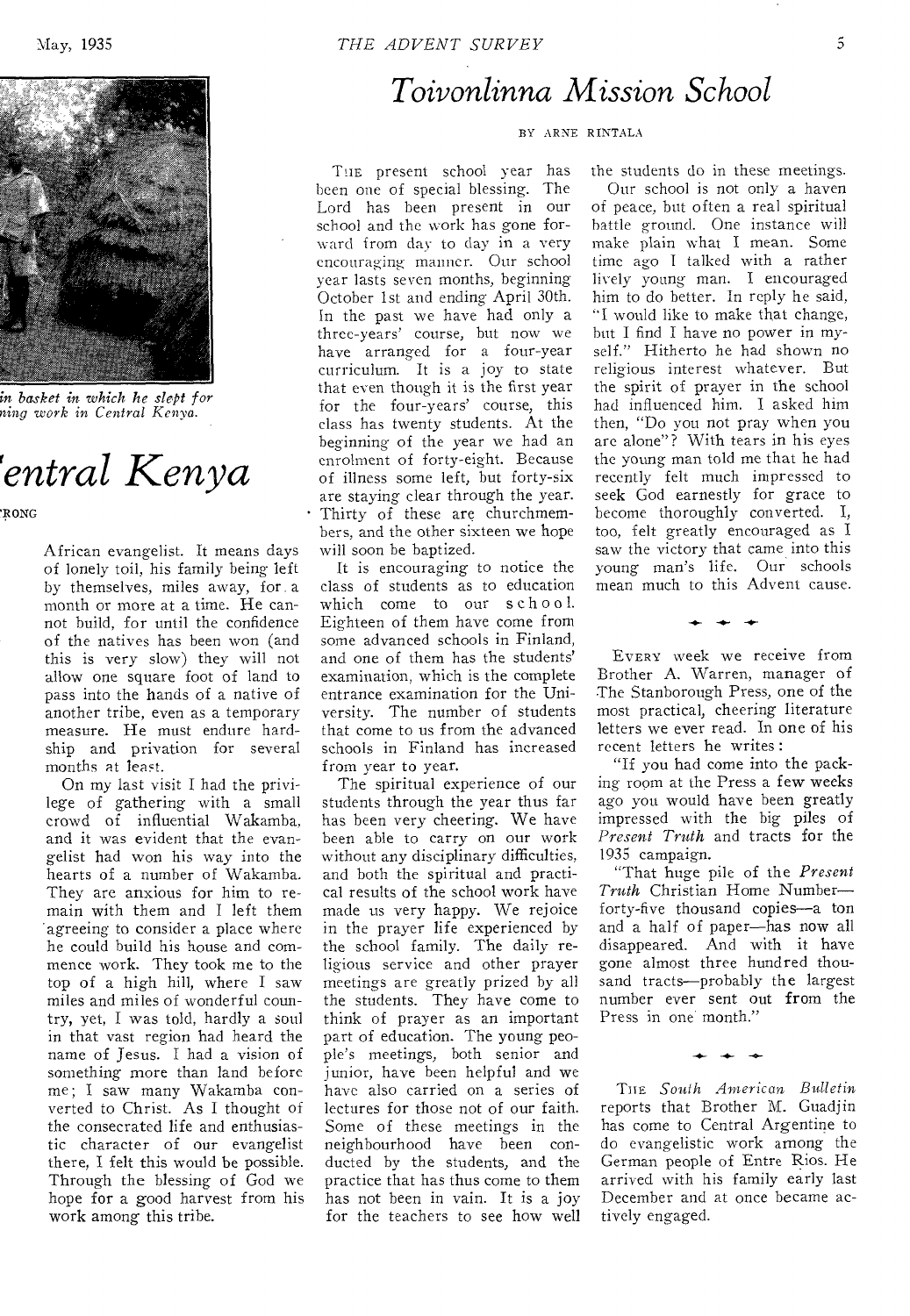*in basket in which he slept for ...ning work in Central Kenya.*

# ...entral Kenya

...RONG

African evangelist. It means days of lonely toil, his family being left by themselves, miles away, for a month or more at a time. He cannot build, for until the confidence of the natives has been won (and this is very slow) they will not allow one square foot of land to pass into the hands of a native of another tribe, even as a temporary measure. He must endure hardship and privation for several months at least.

On my last visit I had the privilege of gathering with a small crowd of influential Wakamba, and it was evident that the evangelist had won his way into the hearts of a number of Wakamba. They are anxious for him to remain with them and I left them agreeing to consider a place where he could build his house and commence work. They took me to the top of a high hill, where I saw miles and miles of wonderful country, yet, I was told, hardly a soul in that vast region had heard the name of Jesus. I had a vision of something more than land before me; I saw many Wakamba converted to Christ. As I thought of the consecrated life and enthusiastic character of our evangelist there, I felt this would be possible. Through the blessing of God we hope for a good harvest from his work among this tribe.

# *Toivonlinna Mission School*

BY ARNE RINTALA

THE present school year has been one of special blessing. The Lord has been present in our school and the work has gone forward from day to day in a very encouraging manner. Our school year lasts seven months, beginning October 1st and ending April 30th. In the past we have had only a three-years' course, but now we have arranged for a four-year curriculum. It is a joy to state that even though it is the first year for the four-years' course, this class has twenty students. At the beginning of the year we had an enrolment of forty-eight. Because of illness some left, but forty-six are staying clear through the year. Thirty of these are churchmembers, and the other sixteen we hope will soon be baptized.

It is encouraging to notice the class of students as to education which come to our school. Eighteen of them have come from some advanced schools in Finland, and one of them has the students' examination, which is the complete entrance examination for the University. The number of students that come to us from the advanced schools in Finland has increased from year to year.

The spiritual experience of our students through the year thus far has been very cheering. We have been able to carry on our work without any disciplinary difficulties, and both the spiritual and practical results of the school work have made us very happy. We rejoice in the prayer life experienced by the school family. The daily religious service and other prayer meetings are greatly prized by all the students. They have come to think of prayer as an important part of education. The young people's meetings, both senior and junior, have been helpful and we have also carried on a series of lectures for those not of our faith. Some of these meetings in the neighbourhood have been conducted by the students, and the practice that has thus come to them has not been in vain. It is a joy for the teachers to see how well the students do in these meetings.

Our school is not only a haven of peace, but often a real spiritual battle ground. One instance will make plain what I mean. Some time ago I talked with a rather lively young man. I encouraged him to do better. In reply he said, "I would like to make that change, but I find I have no power in myself." Hitherto he had shown no religious interest whatever. But the spirit of prayer in the school had influenced him. I asked him then, "Do you not pray when you are alone"? With tears in his eyes the young man told me that he had recently felt much impressed to seek God earnestly for grace to become thoroughly converted. I, too, felt greatly encouraged as I saw the victory that came into this young man's life. Our schools mean much to this Advent cause.

---

EVERY week we receive from Brother A. Warren, manager of The Stanborough Press, one of the most practical, cheering literature letters we ever read. In one of his recent letters he writes:

"If you had come into the packing room at the Press a few weeks ago you would have been greatly impressed with the big piles of *Present Truth* and tracts for the 1935 campaign.

"That huge pile of the *Present Truth* Christian Home Number—forty-five thousand copies—a ton and a half of paper—has now all disappeared. And with it have gone almost three hundred thousand tracts—probably the largest number ever sent out from the Press in one month."

---

THE *South American Bulletin* reports that Brother M. Guadjin has come to Central Argentine to do evangelistic work among the German people of Entre Rios. He arrived with his family early last December and at once became actively engaged.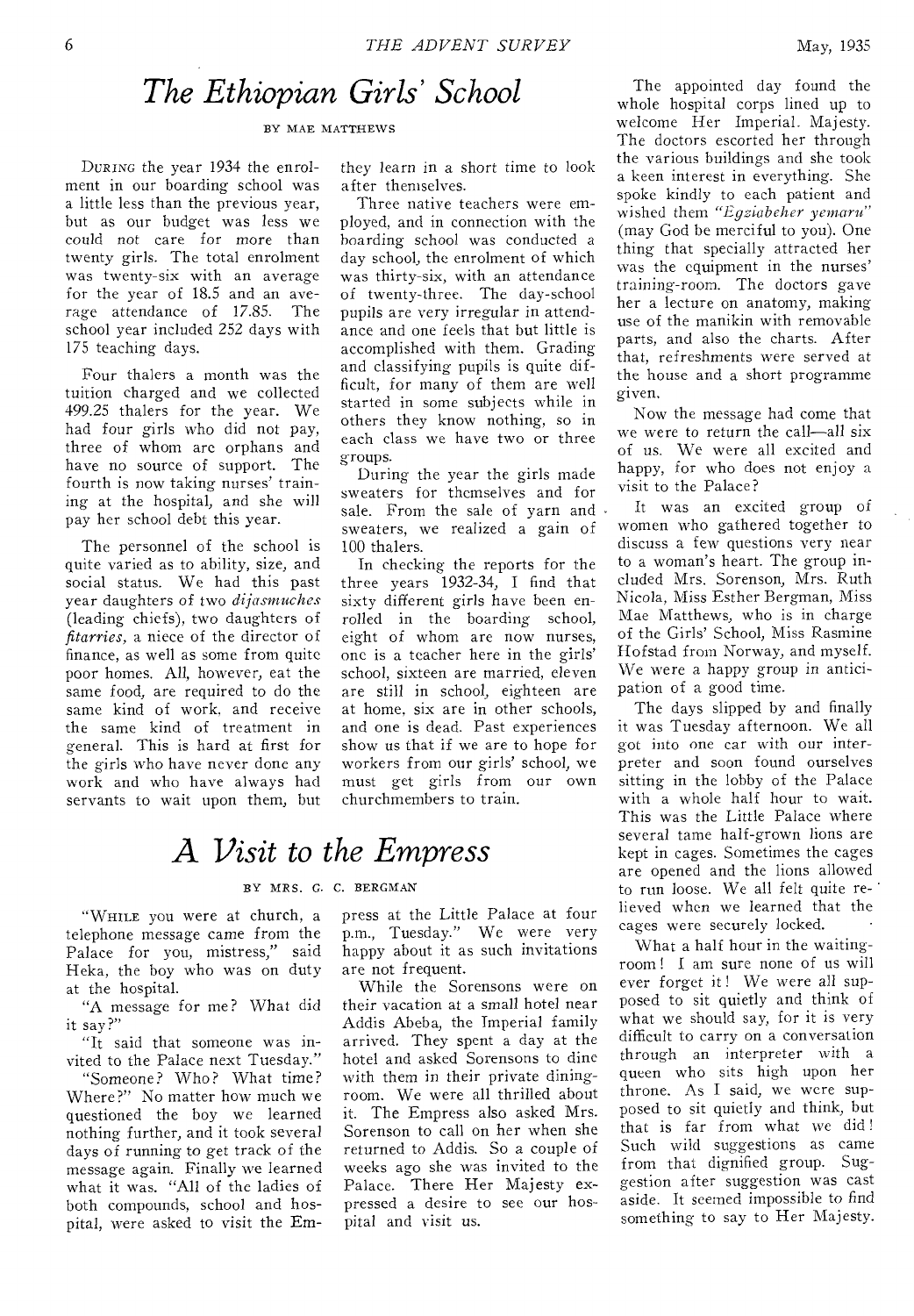# *The Ethiopian Girls' School*

BY MAE MATTHEWS

DURING the year 1934 the enrolment in our boarding school was a little less than the previous year, but as our budget was less we could not care for more than twenty girls. The total enrolment was twenty-six with an average for the year of 18.5 and an average attendance of 17.85. The school year included 252 days with 175 teaching days.

Four thalers a month was the tuition charged and we collected 499.25 thalers for the year. We had four girls who did not pay, three of whom are orphans and have no source of support. The fourth is now taking nurses' training at the hospital, and she will pay her school debt this year.

The personnel of the school is quite varied as to ability, size, and social status. We had this past year daughters of two *dijasmuches* (leading chiefs), two daughters of *fitarries*, a niece of the director of finance, as well as some from quite poor homes. All, however, eat the same food, are required to do the same kind of work, and receive the same kind of treatment in general. This is hard at first for the girls who have never done any work and who have always had servants to wait upon them, but they learn in a short time to look after themselves.

Three native teachers were employed, and in connection with the boarding school was conducted a day school, the enrolment of which was thirty-six, with an attendance of twenty-three. The day-school pupils are very irregular in attendance and one feels that but little is accomplished with them. Grading and classifying pupils is quite difficult, for many of them are well started in some subjects while in others they know nothing, so in each class we have two or three groups.

During the year the girls made sweaters for themselves and for sale. From the sale of yarn and sweaters, we realized a gain of 100 thalers.

In checking the reports for the three years 1932-34, I find that sixty different girls have been enrolled in the boarding school, eight of whom are now nurses, one is a teacher here in the girls' school, sixteen are married, eleven are still in school, eighteen are at home, six are in other schools, and one is dead. Past experiences show us that if we are to hope for workers from our girls' school, we must get girls from our own churchmembers to train.

# *A Visit to the Empress*

BY MRS. G. C. BERGMAN

"WHILE you were at church, a telephone message came from the Palace for you, mistress," said Heka, the boy who was on duty at the hospital.

"A message for me? What did it say?"

"It said that someone was invited to the Palace next Tuesday."

"Someone? Who? What time? Where?" No matter how much we questioned the boy we learned nothing further, and it took several days of running to get track of the message again. Finally we learned what it was. "All of the ladies of both compounds, school and hospital, were asked to visit the Empress at the Little Palace at four p.m., Tuesday." We were very happy about it as such invitations are not frequent.

While the Sorensons were on their vacation at a small hotel near Addis Abeba, the Imperial family arrived. They spent a day at the hotel and asked Sorensons to dine with them in their private dining-room. We were all thrilled about it. The Empress also asked Mrs. Sorenson to call on her when she returned to Addis. So a couple of weeks ago she was invited to the Palace. There Her Majesty expressed a desire to see our hospital and visit us.

The appointed day found the whole hospital corps lined up to welcome Her Imperial Majesty. The doctors escorted her through the various buildings and she took a keen interest in everything. She spoke kindly to each patient and wished them *"Egziabeher yemaru"* (may God be merciful to you). One thing that specially attracted her was the equipment in the nurses' training-room. The doctors gave her a lecture on anatomy, making use of the manikin with removable parts, and also the charts. After that, refreshments were served at the house and a short programme given.

Now the message had come that we were to return the call—all six of us. We were all excited and happy, for who does not enjoy a visit to the Palace?

It was an excited group of women who gathered together to discuss a few questions very near to a woman's heart. The group included Mrs. Sorenson, Mrs. Ruth Nicola, Miss Esther Bergman, Miss Mae Matthews, who is in charge of the Girls' School, Miss Rasmine Hofstad from Norway, and myself. We were a happy group in anticipation of a good time.

The days slipped by and finally it was Tuesday afternoon. We all got into one car with our interpreter and soon found ourselves sitting in the lobby of the Palace with a whole half hour to wait. This was the Little Palace where several tame half-grown lions are kept in cages. Sometimes the cages are opened and the lions allowed to run loose. We all felt quite relieved when we learned that the cages were securely locked.

What a half hour in the waiting-room! I am sure none of us will ever forget it! We were all supposed to sit quietly and think of what we should say, for it is very difficult to carry on a conversation through an interpreter with a queen who sits high upon her throne. As I said, we were supposed to sit quietly and think, but that is far from what we did! Such wild suggestions as came from that dignified group. Suggestion after suggestion was cast aside. It seemed impossible to find something to say to Her Majesty.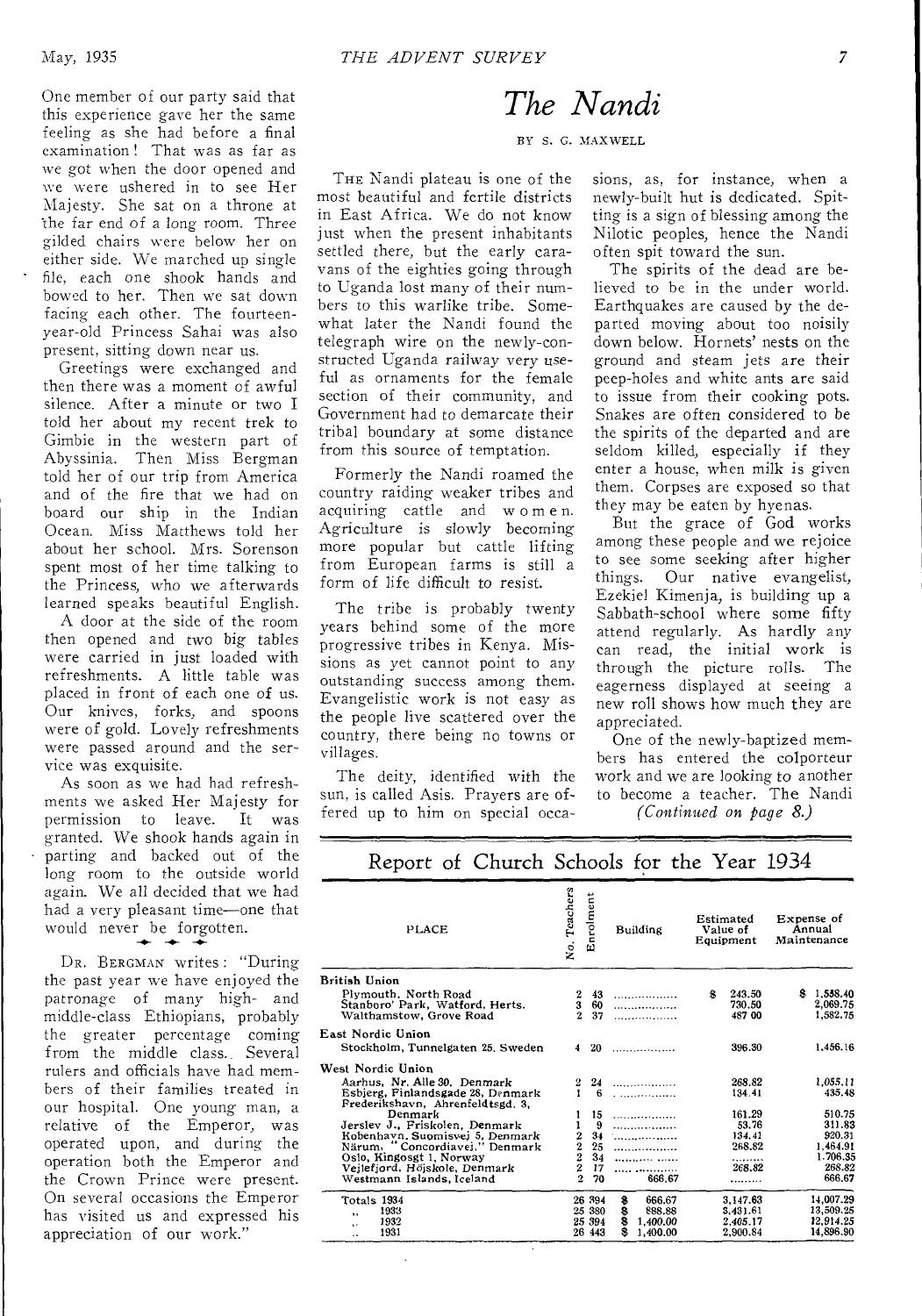One member of our party said that this experience gave her the same feeling as she had before a final examination! That was as far as we got when the door opened and we were ushered in to see Her Majesty. She sat on a throne at the far end of a long room. Three gilded chairs were below her on either side. We marched up single file, each one shook hands and bowed to her. Then we sat down facing each other. The fourteen-year-old Princess Sahai was also present, sitting down near us.

Greetings were exchanged and then there was a moment of awful silence. After a minute or two I told her about my recent trek to Gimbie in the western part of Abyssinia. Then Miss Bergman told her of our trip from America and of the fire that we had on board our ship in the Indian Ocean. Miss Matthews told her about her school. Mrs. Sorenson spent most of her time talking to the Princess, who we afterwards learned speaks beautiful English.

A door at the side of the room then opened and two big tables were carried in just loaded with refreshments. A little table was placed in front of each one of us. Our knives, forks, and spoons were of gold. Lovely refreshments were passed around and the service was exquisite.

As soon as we had had refreshments we asked Her Majesty for permission to leave. It was granted. We shook hands again in parting and backed out of the long room to the outside world again. We all decided that we had had a very pleasant time—one that would never be forgotten.

DR. BERGMAN writes: "During the past year we have enjoyed the patronage of many high- and middle-class Ethiopians, probably the greater percentage coming from the middle class. Several rulers and officials have had members of their families treated in our hospital. One young man, a relative of the Emperor, was operated upon, and during the operation both the Emperor and the Crown Prince were present. On several occasions the Emperor has visited us and expressed his appreciation of our work."

# *The Nandi*

BY S. G. MAXWELL

THE Nandi plateau is one of the most beautiful and fertile districts in East Africa. We do not know just when the present inhabitants settled there, but the early caravans of the eighties going through to Uganda lost many of their numbers to this warlike tribe. Somewhat later the Nandi found the telegraph wire on the newly-constructed Uganda railway very useful as ornaments for the female section of their community, and Government had to demarcate their tribal boundary at some distance from this source of temptation.

Formerly the Nandi roamed the country raiding weaker tribes and acquiring cattle and women. Agriculture is slowly becoming more popular but cattle lifting from European farms is still a form of life difficult to resist.

The tribe is probably twenty years behind some of the more progressive tribes in Kenya. Missions as yet cannot point to any outstanding success among them. Evangelistic work is not easy as the people live scattered over the country, there being no towns or villages.

The deity, identified with the sun, is called Asis. Prayers are offered up to him on special occasions, as, for instance, when a newly-built hut is dedicated. Spitting is a sign of blessing among the Nilotic peoples, hence the Nandi often spit toward the sun.

The spirits of the dead are believed to be in the under world. Earthquakes are caused by the departed moving about too noisily down below. Hornets' nests on the ground and steam jets are their peep-holes and white ants are said to issue from their cooking pots. Snakes are often considered to be the spirits of the departed and are seldom killed, especially if they enter a house, when milk is given them. Corpses are exposed so that they may be eaten by hyenas.

But the grace of God works among these people and we rejoice to see some seeking after higher things. Our native evangelist, Ezekiel Kimenja, is building up a Sabbath-school where some fifty attend regularly. As hardly any can read, the initial work is through the picture rolls. The eagerness displayed at seeing a new roll shows how much they are appreciated.

One of the newly-baptized members has entered the colporteur work and we are looking to another to become a teacher. The Nandi *(Continued on page 8.)*

## Report of Church Schools for the Year 1934

| PLACE | No. Teachers | Enrolment | Building | Estimated Value of Equipment | Expense of Annual Maintenance |
|---|---|---|---|---|---|
| **British Union** | | | | | |
| Plymouth, North Road | 2 | 43 | .................. | $ 243.50 | $ 1,558.40 |
| Stanboro' Park, Watford, Herts. | 3 | 60 | .................. | 730.50 | 2,069.75 |
| Walthamstow, Grove Road | 2 | 37 | .................. | 487 00 | 1,582.75 |
| **East Nordic Union** | | | | | |
| Stockholm, Tunnelgaten 25, Sweden | 4 | 20 | .................. | 396.30 | 1,456.16 |
| **West Nordic Union** | | | | | |
| Aarhus, Nr. Alle 30, Denmark | 2 | 24 | .................. | 268.82 | 1,055.11 |
| Esbjerg, Finlandsgade 28, Denmark | 1 | 6 | .................. | 134.41 | 435.48 |
| Frederikshavn, Ahrenfeldtsgd. 3, Denmark | 1 | 15 | .................. | 161.29 | 510.75 |
| Jerslev J., Friskolen, Denmark | 1 | 9 | .................. | 53.76 | 311.83 |
| Kobenhavn, Suomisvej 5, Denmark | 2 | 34 | .................. | 134.41 | 920.31 |
| Närum, "Concordiavej," Denmark | 2 | 25 | .................. | 268.82 | 1,464.91 |
| Oslo, Kingosgt 1, Norway | 2 | 34 | .................. | ......... | 1,706.35 |
| Vejlefjord, Höjskole, Denmark | 2 | 17 | .................. | 268.82 | 268.82 |
| Westmann Islands, Iceland | 2 | 70 | 666.67 | ......... | 666.67 |
| Totals 1934 | 26 | 394 | $ 666.67 | 3,147.63 | 14,007.29 |
| " 1933 | 25 | 380 | $ 888.88 | 3,431.61 | 13,509.25 |
| " 1932 | 25 | 394 | $ 1,400.00 | 2,405.17 | 12,914.25 |
| " 1931 | 26 | 443 | $ 1,400.00 | 2,900.84 | 14,896.90 |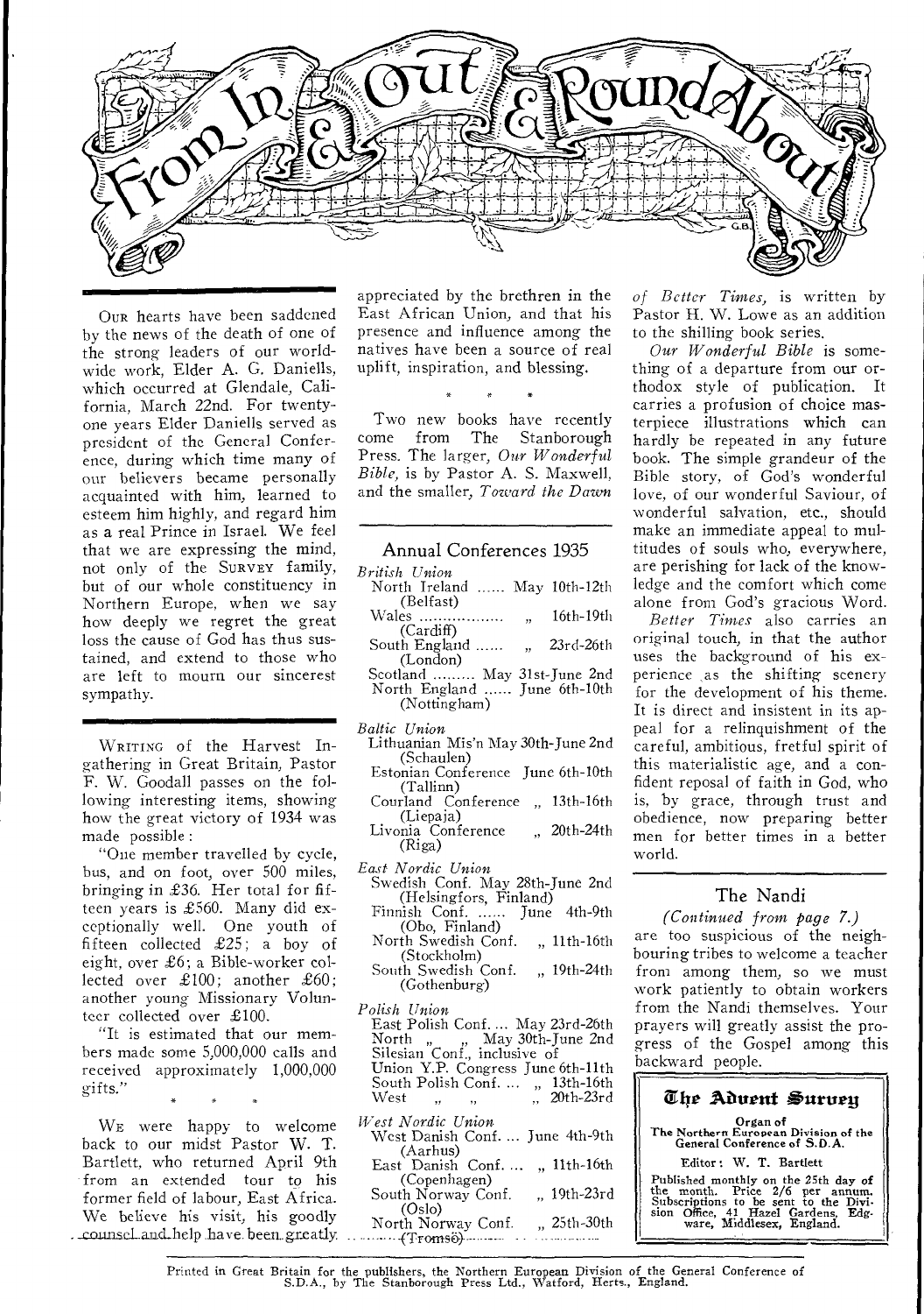# From In & Out & RoundAbout

OUR hearts have been saddened by the news of the death of one of the strong leaders of our worldwide work, Elder A. G. Daniells, which occurred at Glendale, California, March 22nd. For twenty-one years Elder Daniells served as president of the General Conference, during which time many of our believers became personally acquainted with him, learned to esteem him highly, and regard him as a real Prince in Israel. We feel that we are expressing the mind, not only of the SURVEY family, but of our whole constituency in Northern Europe, when we say how deeply we regret the great loss the cause of God has thus sustained, and extend to those who are left to mourn our sincerest sympathy.

---

WRITING of the Harvest Ingathering in Great Britain, Pastor F. W. Goodall passes on the following interesting items, showing how the great victory of 1934 was made possible:

"One member travelled by cycle, bus, and on foot, over 500 miles, bringing in £36. Her total for fifteen years is £560. Many did exceptionally well. One youth of fifteen collected £25; a boy of eight, over £6; a Bible-worker collected over £100; another £60; another young Missionary Volunteer collected over £100.

"It is estimated that our members made some 5,000,000 calls and received approximately 1,000,000 gifts."

\* \* \*

WE were happy to welcome back to our midst Pastor W. T. Bartlett, who returned April 9th from an extended tour to his former field of labour, East Africa. We believe his visit, his goodly counsel and help have been greatly appreciated by the brethren in the East African Union, and that his presence and influence among the natives have been a source of real uplift, inspiration, and blessing.

\* \* \*

Two new books have recently come from The Stanborough Press. The larger, *Our Wonderful Bible*, is by Pastor A. S. Maxwell, and the smaller, *Toward the Dawn of Better Times*, is written by Pastor H. W. Lowe as an addition to the shilling book series.

*Our Wonderful Bible* is something of a departure from our orthodox style of publication. It carries a profusion of choice masterpiece illustrations which can hardly be repeated in any future book. The simple grandeur of the Bible story, of God's wonderful love, of our wonderful Saviour, of wonderful salvation, etc., should make an immediate appeal to multitudes of souls who, everywhere, are perishing for lack of the knowledge and the comfort which come alone from God's gracious Word.

*Better Times* also carries an original touch, in that the author uses the background of his experience as the shifting scenery for the development of his theme. It is direct and insistent in its appeal for a relinquishment of the careful, ambitious, fretful spirit of this materialistic age, and a confident reposal of faith in God, who is, by grace, through trust and obedience, now preparing better men for better times in a better world.

## Annual Conferences 1935

*British Union*
- North Ireland (Belfast) ...... May 10th-12th
- Wales (Cardiff) ...... „ 16th-19th
- South England (London) ...... „ 23rd-26th
- Scotland ......... May 31st-June 2nd
- North England (Nottingham) ...... June 6th-10th

*Baltic Union*
- Lithuanian Mis'n (Schaulen) May 30th-June 2nd
- Estonian Conference (Tallinn) June 6th-10th
- Courland Conference (Liepaja) „ 13th-16th
- Livonia Conference (Riga) „ 20th-24th

*East Nordic Union*
- Swedish Conf. (Helsingfors, Finland) May 28th-June 2nd
- Finnish Conf. (Obo, Finland) ...... June 4th-9th
- North Swedish Conf. (Stockholm) „ 11th-16th
- South Swedish Conf. (Gothenburg) „ 19th-24th

*Polish Union*
- East Polish Conf. ... May 23rd-26th
- North „ „ May 30th-June 2nd
- Silesian Conf., inclusive of Union Y.P. Congress June 6th-11th
- South Polish Conf. ... „ 13th-16th
- West „ „ „ 20th-23rd

*West Nordic Union*
- West Danish Conf. (Aarhus) ... June 4th-9th
- East Danish Conf. (Copenhagen) ... „ 11th-16th
- South Norway Conf. (Oslo) „ 19th-23rd
- North Norway Conf. (Tromsö) „ 25th-30th

## The Nandi

*(Continued from page 7.)*

are too suspicious of the neighbouring tribes to welcome a teacher from among them, so we must work patiently to obtain workers from the Nandi themselves. Your prayers will greatly assist the progress of the Gospel among this backward people.

---

**The Advent Survey**

Organ of The Northern European Division of the General Conference of S.D.A.

Editor: W. T. Bartlett

Published monthly on the 25th day of the month. Price 2/6 per annum. Subscriptions to be sent to the Division Office, 41 Hazel Gardens, Edgware, Middlesex, England.

---

Printed in Great Britain for the publishers, the Northern European Division of the General Conference of S.D.A., by The Stanborough Press Ltd., Watford, Herts., England.